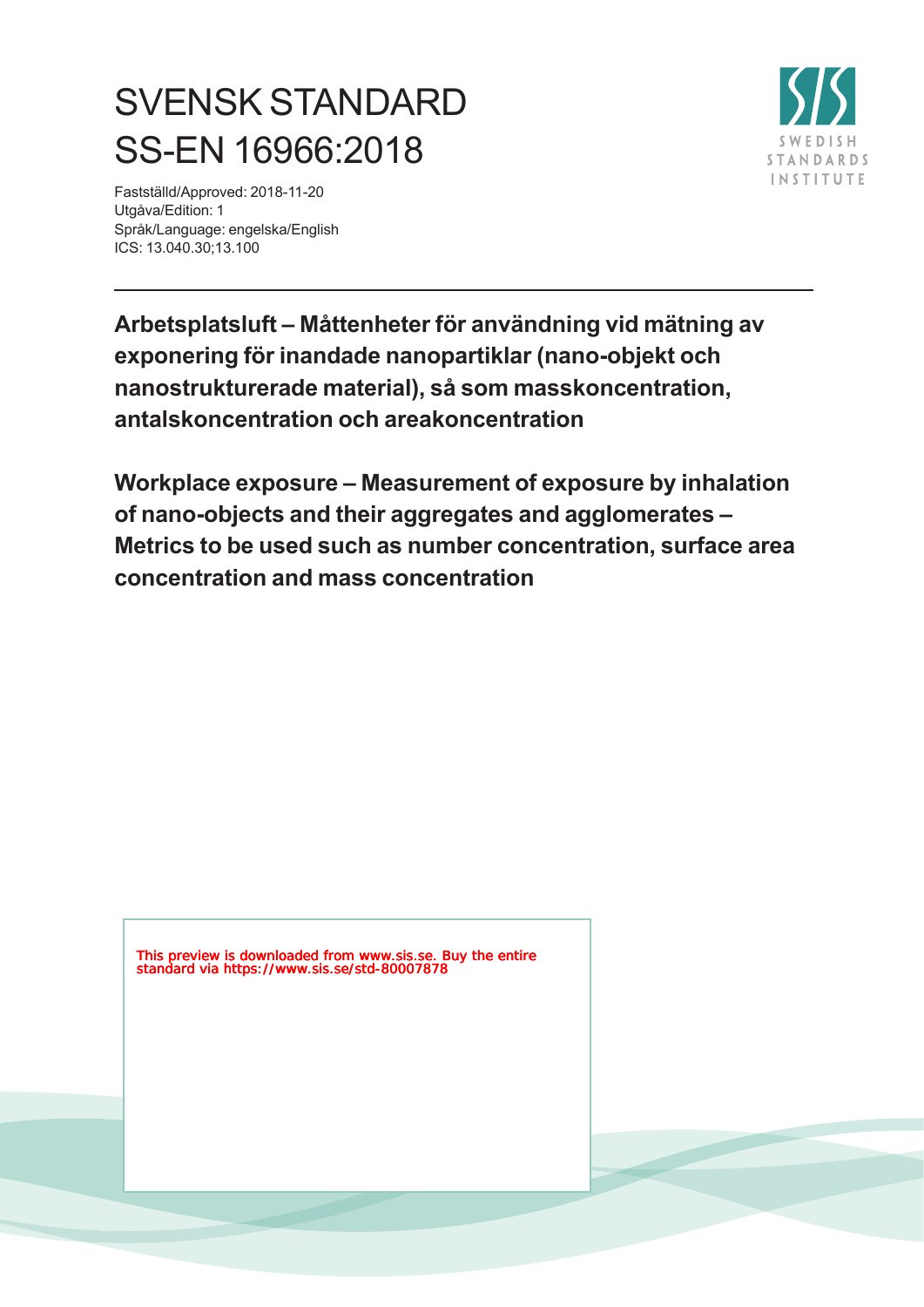# SVENSK STANDARD
# SS-EN 16966:2018

Fastställd/Approved: 2018-11-20
Utgåva/Edition: 1
Språk/Language: engelska/English
ICS: 13.040.30;13.100

SWEDISH STANDARDS INSTITUTE

---

**Arbetsplatsluft – Måttenheter för användning vid mätning av exponering för inandade nanopartiklar (nano-objekt och nanostrukturerade material), så som masskoncentration, antalskoncentration och areakoncentration**

**Workplace exposure – Measurement of exposure by inhalation of nano-objects and their aggregates and agglomerates – Metrics to be used such as number concentration, surface area concentration and mass concentration**

This preview is downloaded from www.sis.se. Buy the entire standard via https://www.sis.se/std-80007878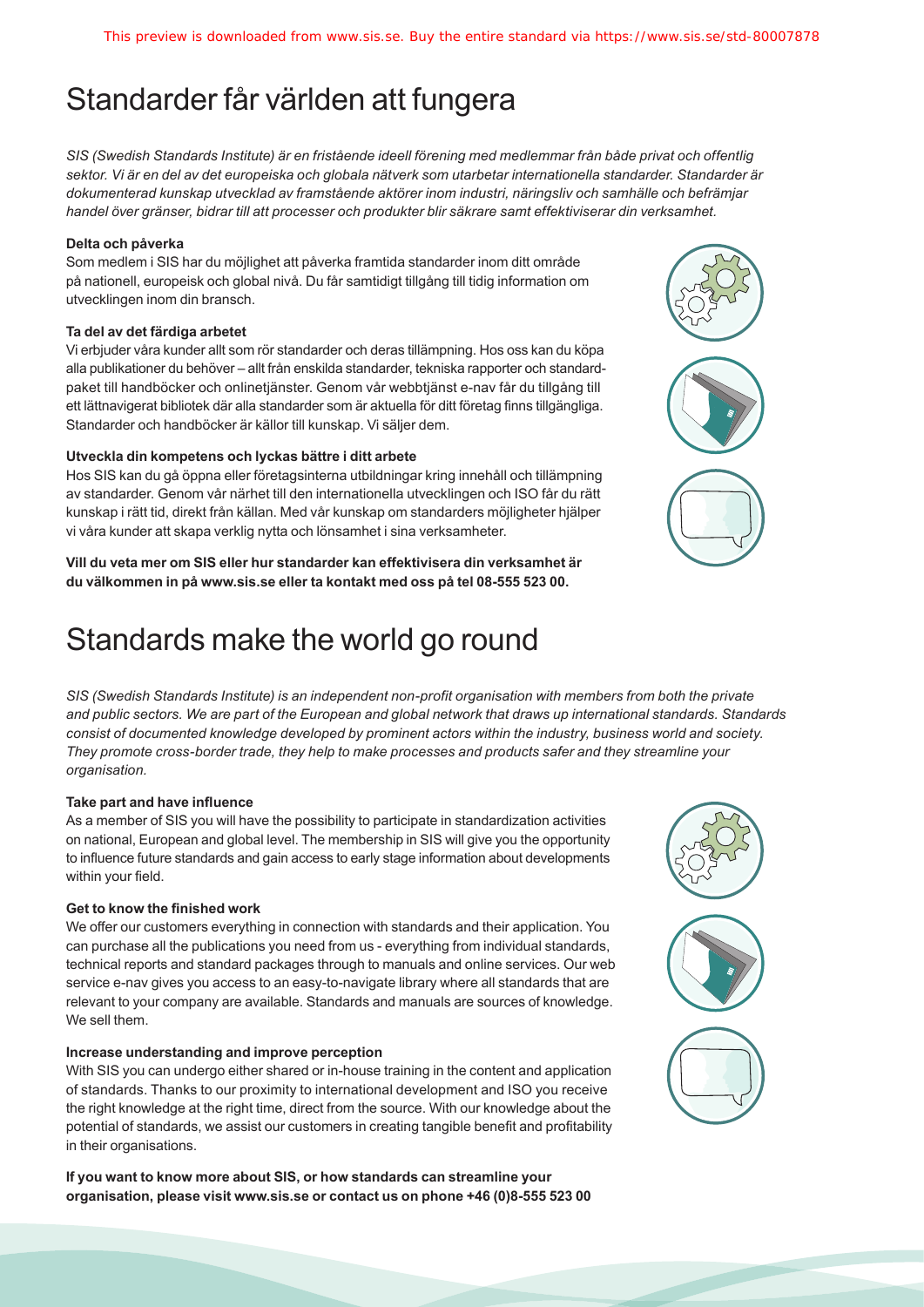# Standarder får världen att fungera

*SIS (Swedish Standards Institute) är en fristående ideell förening med medlemmar från både privat och offentlig sektor. Vi är en del av det europeiska och globala nätverk som utarbetar internationella standarder. Standarder är dokumenterad kunskap utvecklad av framstående aktörer inom industri, näringsliv och samhälle och befrämjar handel över gränser, bidrar till att processer och produkter blir säkrare samt effektiviserar din verksamhet.*

**Delta och påverka**

Som medlem i SIS har du möjlighet att påverka framtida standarder inom ditt område på nationell, europeisk och global nivå. Du får samtidigt tillgång till tidig information om utvecklingen inom din bransch.

**Ta del av det färdiga arbetet**

Vi erbjuder våra kunder allt som rör standarder och deras tillämpning. Hos oss kan du köpa alla publikationer du behöver – allt från enskilda standarder, tekniska rapporter och standardpaket till handböcker och onlinetjänster. Genom vår webbtjänst e-nav får du tillgång till ett lättnavigerat bibliotek där alla standarder som är aktuella för ditt företag finns tillgängliga. Standarder och handböcker är källor till kunskap. Vi säljer dem.

**Utveckla din kompetens och lyckas bättre i ditt arbete**

Hos SIS kan du gå öppna eller företagsinterna utbildningar kring innehåll och tillämpning av standarder. Genom vår närhet till den internationella utvecklingen och ISO får du rätt kunskap i rätt tid, direkt från källan. Med vår kunskap om standarders möjligheter hjälper vi våra kunder att skapa verklig nytta och lönsamhet i sina verksamheter.

**Vill du veta mer om SIS eller hur standarder kan effektivisera din verksamhet är du välkommen in på www.sis.se eller ta kontakt med oss på tel 08-555 523 00.**

# Standards make the world go round

*SIS (Swedish Standards Institute) is an independent non-profit organisation with members from both the private and public sectors. We are part of the European and global network that draws up international standards. Standards consist of documented knowledge developed by prominent actors within the industry, business world and society. They promote cross-border trade, they help to make processes and products safer and they streamline your organisation.*

**Take part and have influence**

As a member of SIS you will have the possibility to participate in standardization activities on national, European and global level. The membership in SIS will give you the opportunity to influence future standards and gain access to early stage information about developments within your field.

**Get to know the finished work**

We offer our customers everything in connection with standards and their application. You can purchase all the publications you need from us - everything from individual standards, technical reports and standard packages through to manuals and online services. Our web service e-nav gives you access to an easy-to-navigate library where all standards that are relevant to your company are available. Standards and manuals are sources of knowledge. We sell them.

**Increase understanding and improve perception**

With SIS you can undergo either shared or in-house training in the content and application of standards. Thanks to our proximity to international development and ISO you receive the right knowledge at the right time, direct from the source. With our knowledge about the potential of standards, we assist our customers in creating tangible benefit and profitability in their organisations.

**If you want to know more about SIS, or how standards can streamline your organisation, please visit www.sis.se or contact us on phone +46 (0)8-555 523 00**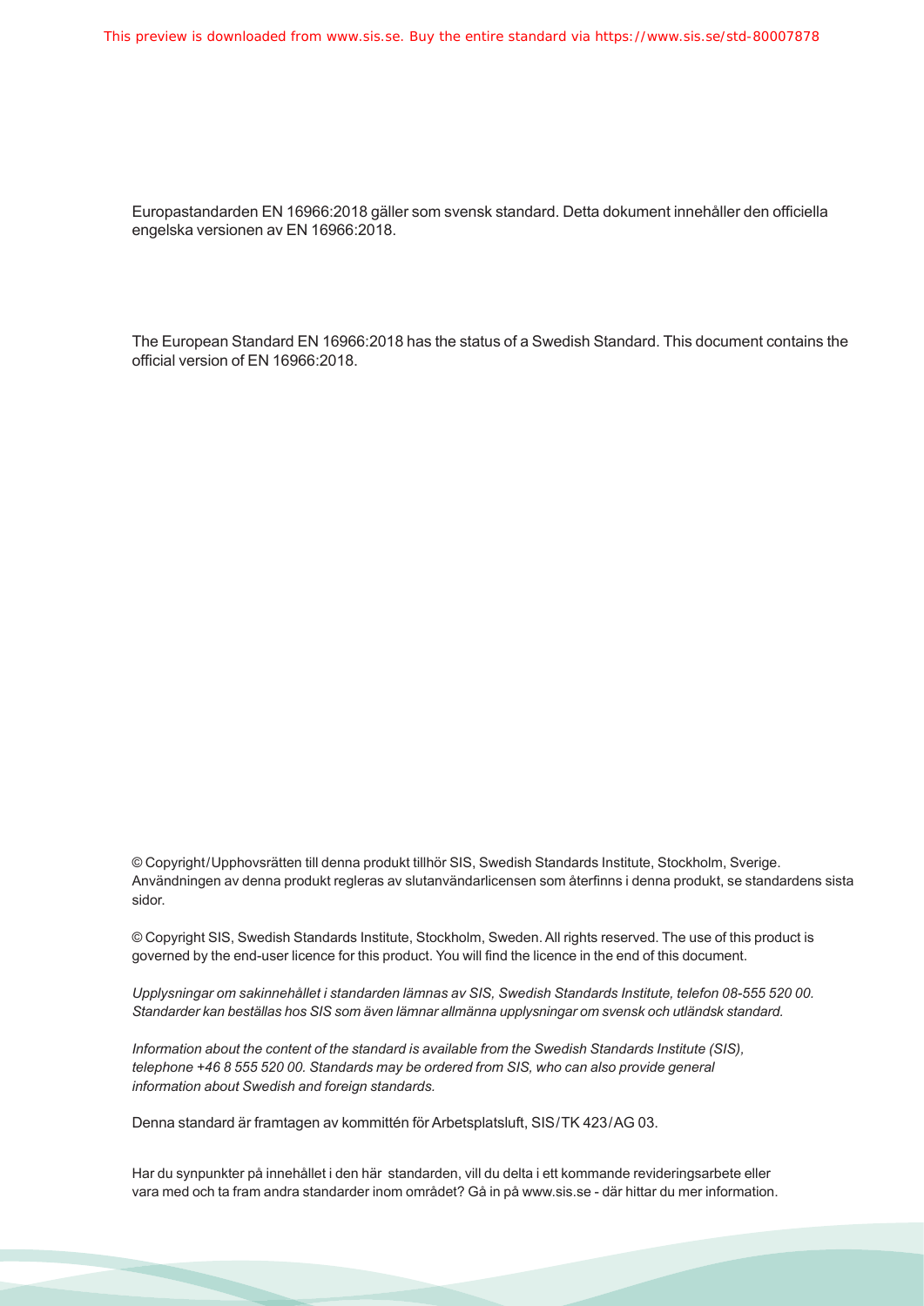Europastandarden EN 16966:2018 gäller som svensk standard. Detta dokument innehåller den officiella engelska versionen av EN 16966:2018.

The European Standard EN 16966:2018 has the status of a Swedish Standard. This document contains the official version of EN 16966:2018.

© Copyright/Upphovsrätten till denna produkt tillhör SIS, Swedish Standards Institute, Stockholm, Sverige. Användningen av denna produkt regleras av slutanvändarlicensen som återfinns i denna produkt, se standardens sista sidor.

© Copyright SIS, Swedish Standards Institute, Stockholm, Sweden. All rights reserved. The use of this product is governed by the end-user licence for this product. You will find the licence in the end of this document.

*Upplysningar om sakinnehållet i standarden lämnas av SIS, Swedish Standards Institute, telefon 08-555 520 00. Standarder kan beställas hos SIS som även lämnar allmänna upplysningar om svensk och utländsk standard.*

*Information about the content of the standard is available from the Swedish Standards Institute (SIS), telephone +46 8 555 520 00. Standards may be ordered from SIS, who can also provide general information about Swedish and foreign standards.*

Denna standard är framtagen av kommittén för Arbetsplatsluft, SIS/TK 423/AG 03.

Har du synpunkter på innehållet i den här standarden, vill du delta i ett kommande revideringsarbete eller vara med och ta fram andra standarder inom området? Gå in på www.sis.se - där hittar du mer information.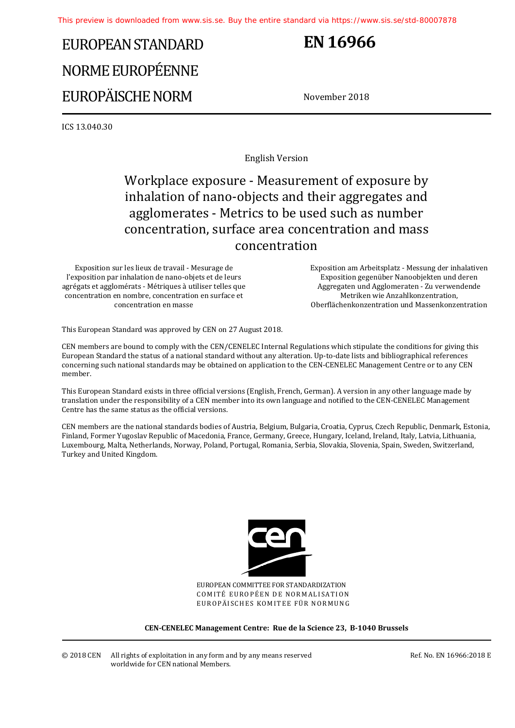# EUROPEAN STANDARD
# NORME EUROPÉENNE
# EUROPÄISCHE NORM

# EN 16966

November 2018

ICS 13.040.30

English Version

## Workplace exposure - Measurement of exposure by inhalation of nano-objects and their aggregates and agglomerates - Metrics to be used such as number concentration, surface area concentration and mass concentration

Exposition sur les lieux de travail - Mesurage de l'exposition par inhalation de nano-objets et de leurs agrégats et agglomérats - Métriques à utiliser telles que concentration en nombre, concentration en surface et concentration en masse

Exposition am Arbeitsplatz - Messung der inhalativen Exposition gegenüber Nanoobjekten und deren Aggregaten und Agglomeraten - Zu verwendende Metriken wie Anzahlkonzentration, Oberflächenkonzentration und Massenkonzentration

This European Standard was approved by CEN on 27 August 2018.

CEN members are bound to comply with the CEN/CENELEC Internal Regulations which stipulate the conditions for giving this European Standard the status of a national standard without any alteration. Up-to-date lists and bibliographical references concerning such national standards may be obtained on application to the CEN-CENELEC Management Centre or to any CEN member.

This European Standard exists in three official versions (English, French, German). A version in any other language made by translation under the responsibility of a CEN member into its own language and notified to the CEN-CENELEC Management Centre has the same status as the official versions.

CEN members are the national standards bodies of Austria, Belgium, Bulgaria, Croatia, Cyprus, Czech Republic, Denmark, Estonia, Finland, Former Yugoslav Republic of Macedonia, France, Germany, Greece, Hungary, Iceland, Ireland, Italy, Latvia, Lithuania, Luxembourg, Malta, Netherlands, Norway, Poland, Portugal, Romania, Serbia, Slovakia, Slovenia, Spain, Sweden, Switzerland, Turkey and United Kingdom.

EUROPEAN COMMITTEE FOR STANDARDIZATION
COMITÉ EUROPÉEN DE NORMALISATION
EUROPÄISCHES KOMITEE FÜR NORMUNG

**CEN-CENELEC Management Centre: Rue de la Science 23, B-1040 Brussels**

© 2018 CEN All rights of exploitation in any form and by any means reserved worldwide for CEN national Members.

Ref. No. EN 16966:2018 E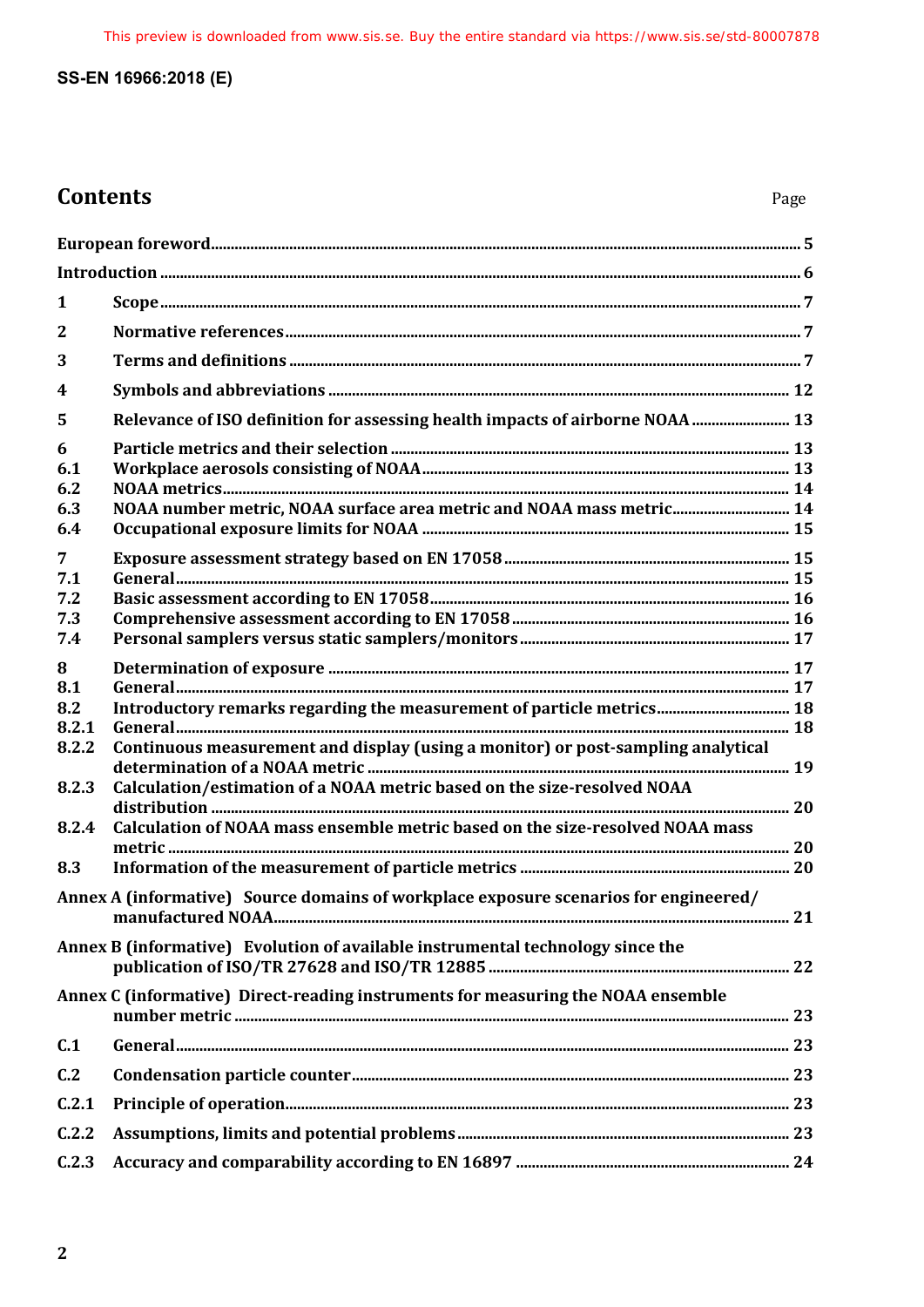## Contents

Page

| | | |
|---|---|---|
| European foreword | | 5 |
| Introduction | | 6 |
| 1 | Scope | 7 |
| 2 | Normative references | 7 |
| 3 | Terms and definitions | 7 |
| 4 | Symbols and abbreviations | 12 |
| 5 | Relevance of ISO definition for assessing health impacts of airborne NOAA | 13 |
| 6 | Particle metrics and their selection | 13 |
| 6.1 | Workplace aerosols consisting of NOAA | 13 |
| 6.2 | NOAA metrics | 14 |
| 6.3 | NOAA number metric, NOAA surface area metric and NOAA mass metric | 14 |
| 6.4 | Occupational exposure limits for NOAA | 15 |
| 7 | Exposure assessment strategy based on EN 17058 | 15 |
| 7.1 | General | 15 |
| 7.2 | Basic assessment according to EN 17058 | 16 |
| 7.3 | Comprehensive assessment according to EN 17058 | 16 |
| 7.4 | Personal samplers versus static samplers/monitors | 17 |
| 8 | Determination of exposure | 17 |
| 8.1 | General | 17 |
| 8.2 | Introductory remarks regarding the measurement of particle metrics | 18 |
| 8.2.1 | General | 18 |
| 8.2.2 | Continuous measurement and display (using a monitor) or post-sampling analytical determination of a NOAA metric | 19 |
| 8.2.3 | Calculation/estimation of a NOAA metric based on the size-resolved NOAA distribution | 20 |
| 8.2.4 | Calculation of NOAA mass ensemble metric based on the size-resolved NOAA mass metric | 20 |
| 8.3 | Information of the measurement of particle metrics | 20 |
| Annex A (informative) | Source domains of workplace exposure scenarios for engineered/manufactured NOAA | 21 |
| Annex B (informative) | Evolution of available instrumental technology since the publication of ISO/TR 27628 and ISO/TR 12885 | 22 |
| Annex C (informative) | Direct-reading instruments for measuring the NOAA ensemble number metric | 23 |
| C.1 | General | 23 |
| C.2 | Condensation particle counter | 23 |
| C.2.1 | Principle of operation | 23 |
| C.2.2 | Assumptions, limits and potential problems | 23 |
| C.2.3 | Accuracy and comparability according to EN 16897 | 24 |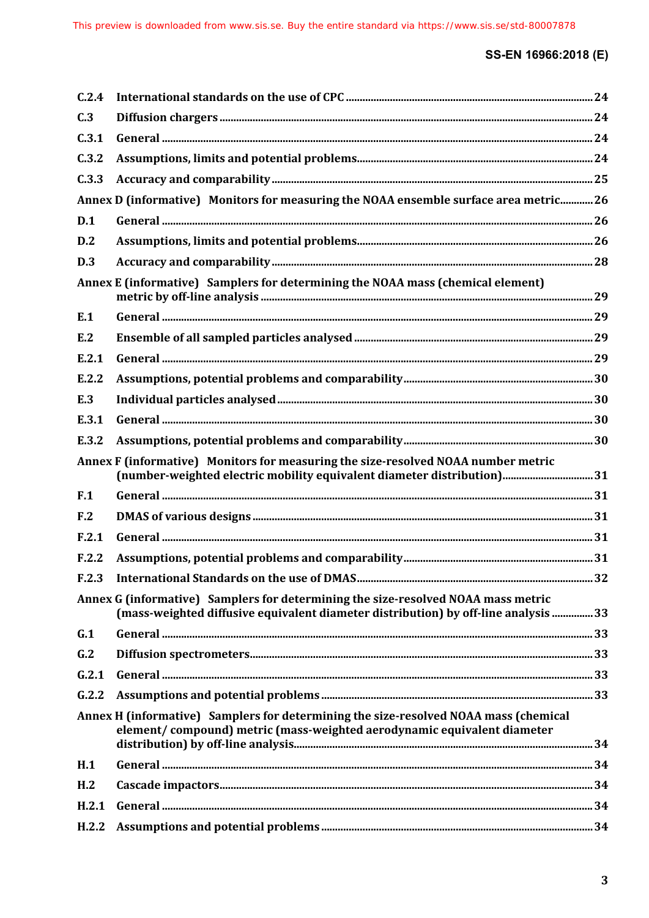C.2.4 International standards on the use of CPC ........................................................................................ 24

C.3 Diffusion chargers ..................................................................................................................... 24

C.3.1 General ......................................................................................................................................... 24

C.3.2 Assumptions, limits and potential problems..................................................................... 24

C.3.3 Accuracy and comparability ................................................................................................... 25

Annex D (informative) Monitors for measuring the NOAA ensemble surface area metric............ 26

D.1 General ......................................................................................................................................... 26

D.2 Assumptions, limits and potential problems..................................................................... 26

D.3 Accuracy and comparability ................................................................................................... 28

Annex E (informative) Samplers for determining the NOAA mass (chemical element) metric by off-line analysis ....................................................................................................... 29

E.1 General ......................................................................................................................................... 29

E.2 Ensemble of all sampled particles analysed ...................................................................... 29

E.2.1 General ......................................................................................................................................... 29

E.2.2 Assumptions, potential problems and comparability .................................................... 30

E.3 Individual particles analysed ................................................................................................. 30

E.3.1 General ......................................................................................................................................... 30

E.3.2 Assumptions, potential problems and comparability .................................................... 30

Annex F (informative) Monitors for measuring the size-resolved NOAA number metric (number-weighted electric mobility equivalent diameter distribution)................................ 31

F.1 General ......................................................................................................................................... 31

F.2 DMAS of various designs .......................................................................................................... 31

F.2.1 General ......................................................................................................................................... 31

F.2.2 Assumptions, potential problems and comparability .................................................... 31

F.2.3 International Standards on the use of DMAS..................................................................... 32

Annex G (informative) Samplers for determining the size-resolved NOAA mass metric (mass-weighted diffusive equivalent diameter distribution) by off-line analysis .............. 33

G.1 General ......................................................................................................................................... 33

G.2 Diffusion spectrometers........................................................................................................... 33

G.2.1 General ......................................................................................................................................... 33

G.2.2 Assumptions and potential problems ................................................................................. 33

Annex H (informative) Samplers for determining the size-resolved NOAA mass (chemical element/ compound) metric (mass-weighted aerodynamic equivalent diameter distribution) by off-line analysis........................................................................................... 34

H.1 General ......................................................................................................................................... 34

H.2 Cascade impactors..................................................................................................................... 34

H.2.1 General ......................................................................................................................................... 34

H.2.2 Assumptions and potential problems ................................................................................. 34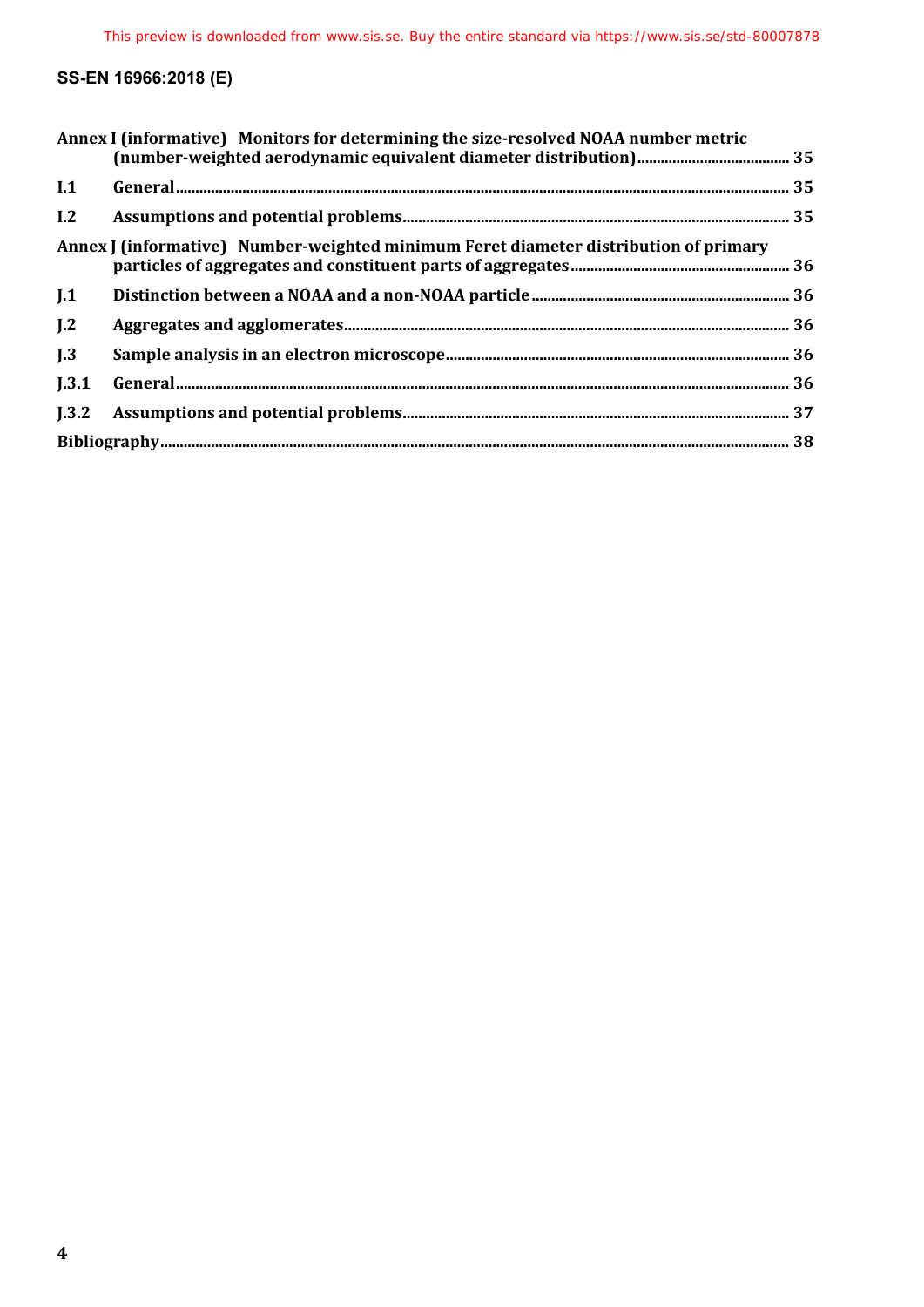Annex I (informative) Monitors for determining the size-resolved NOAA number metric (number-weighted aerodynamic equivalent diameter distribution) ....................................... 35

I.1 General ........................................................................................................................................................... 35

I.2 Assumptions and potential problems ................................................................................................. 35

Annex J (informative) Number-weighted minimum Feret diameter distribution of primary particles of aggregates and constituent parts of aggregates ........................................................ 36

J.1 Distinction between a NOAA and a non-NOAA particle ................................................................. 36

J.2 Aggregates and agglomerates ................................................................................................................ 36

J.3 Sample analysis in an electron microscope ...................................................................................... 36

J.3.1 General ........................................................................................................................................................... 36

J.3.2 Assumptions and potential problems ................................................................................................. 37

Bibliography ............................................................................................................................................................. 38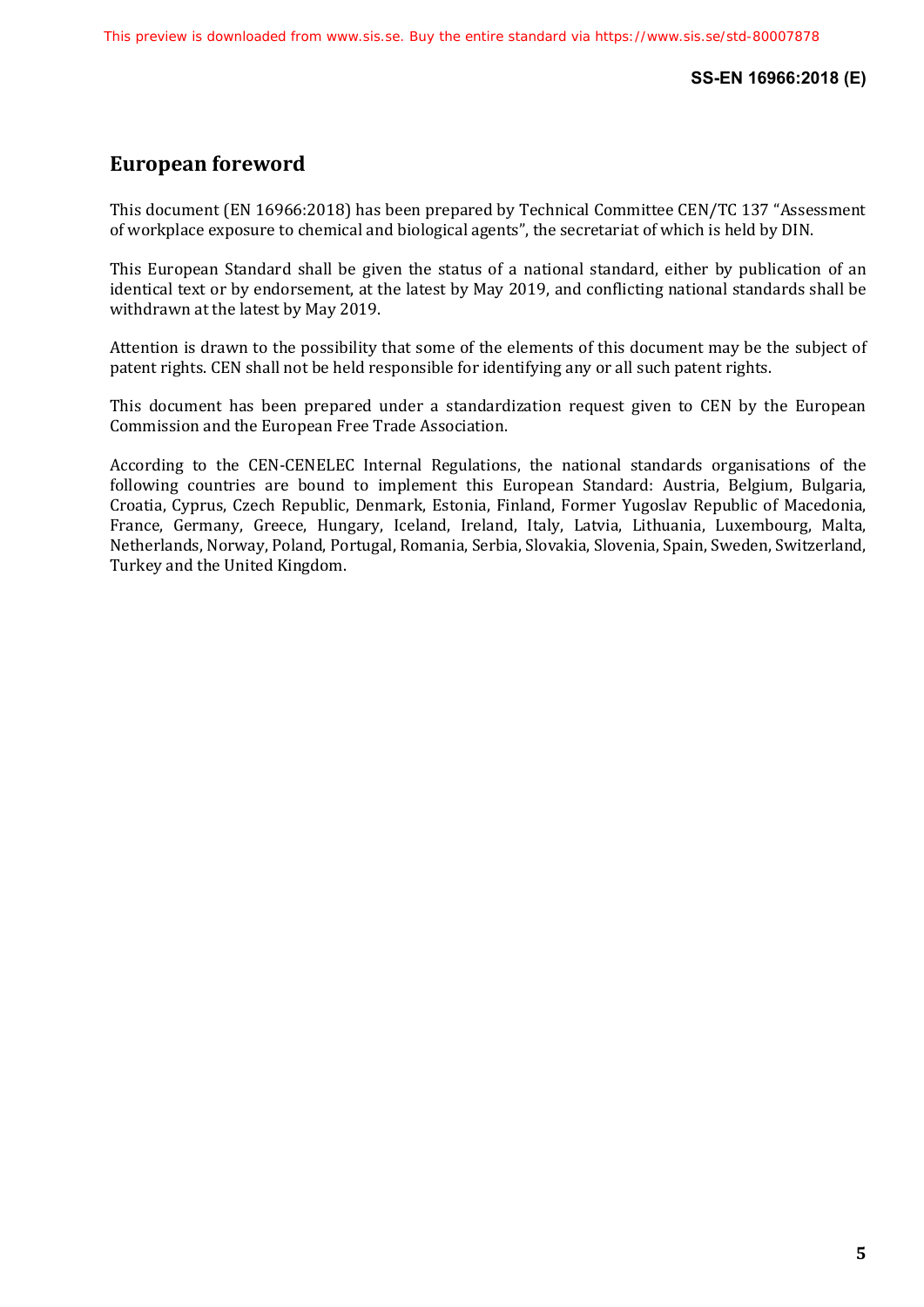## European foreword

This document (EN 16966:2018) has been prepared by Technical Committee CEN/TC 137 "Assessment of workplace exposure to chemical and biological agents", the secretariat of which is held by DIN.

This European Standard shall be given the status of a national standard, either by publication of an identical text or by endorsement, at the latest by May 2019, and conflicting national standards shall be withdrawn at the latest by May 2019.

Attention is drawn to the possibility that some of the elements of this document may be the subject of patent rights. CEN shall not be held responsible for identifying any or all such patent rights.

This document has been prepared under a standardization request given to CEN by the European Commission and the European Free Trade Association.

According to the CEN-CENELEC Internal Regulations, the national standards organisations of the following countries are bound to implement this European Standard: Austria, Belgium, Bulgaria, Croatia, Cyprus, Czech Republic, Denmark, Estonia, Finland, Former Yugoslav Republic of Macedonia, France, Germany, Greece, Hungary, Iceland, Ireland, Italy, Latvia, Lithuania, Luxembourg, Malta, Netherlands, Norway, Poland, Portugal, Romania, Serbia, Slovakia, Slovenia, Spain, Sweden, Switzerland, Turkey and the United Kingdom.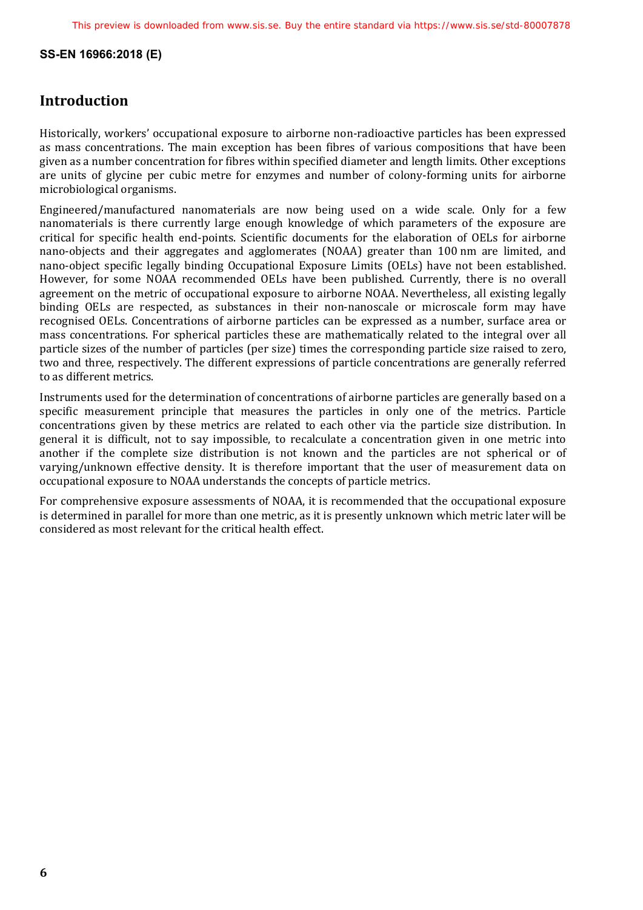## Introduction

Historically, workers' occupational exposure to airborne non-radioactive particles has been expressed as mass concentrations. The main exception has been fibres of various compositions that have been given as a number concentration for fibres within specified diameter and length limits. Other exceptions are units of glycine per cubic metre for enzymes and number of colony-forming units for airborne microbiological organisms.

Engineered/manufactured nanomaterials are now being used on a wide scale. Only for a few nanomaterials is there currently large enough knowledge of which parameters of the exposure are critical for specific health end-points. Scientific documents for the elaboration of OELs for airborne nano-objects and their aggregates and agglomerates (NOAA) greater than 100 nm are limited, and nano-object specific legally binding Occupational Exposure Limits (OELs) have not been established. However, for some NOAA recommended OELs have been published. Currently, there is no overall agreement on the metric of occupational exposure to airborne NOAA. Nevertheless, all existing legally binding OELs are respected, as substances in their non-nanoscale or microscale form may have recognised OELs. Concentrations of airborne particles can be expressed as a number, surface area or mass concentrations. For spherical particles these are mathematically related to the integral over all particle sizes of the number of particles (per size) times the corresponding particle size raised to zero, two and three, respectively. The different expressions of particle concentrations are generally referred to as different metrics.

Instruments used for the determination of concentrations of airborne particles are generally based on a specific measurement principle that measures the particles in only one of the metrics. Particle concentrations given by these metrics are related to each other via the particle size distribution. In general it is difficult, not to say impossible, to recalculate a concentration given in one metric into another if the complete size distribution is not known and the particles are not spherical or of varying/unknown effective density. It is therefore important that the user of measurement data on occupational exposure to NOAA understands the concepts of particle metrics.

For comprehensive exposure assessments of NOAA, it is recommended that the occupational exposure is determined in parallel for more than one metric, as it is presently unknown which metric later will be considered as most relevant for the critical health effect.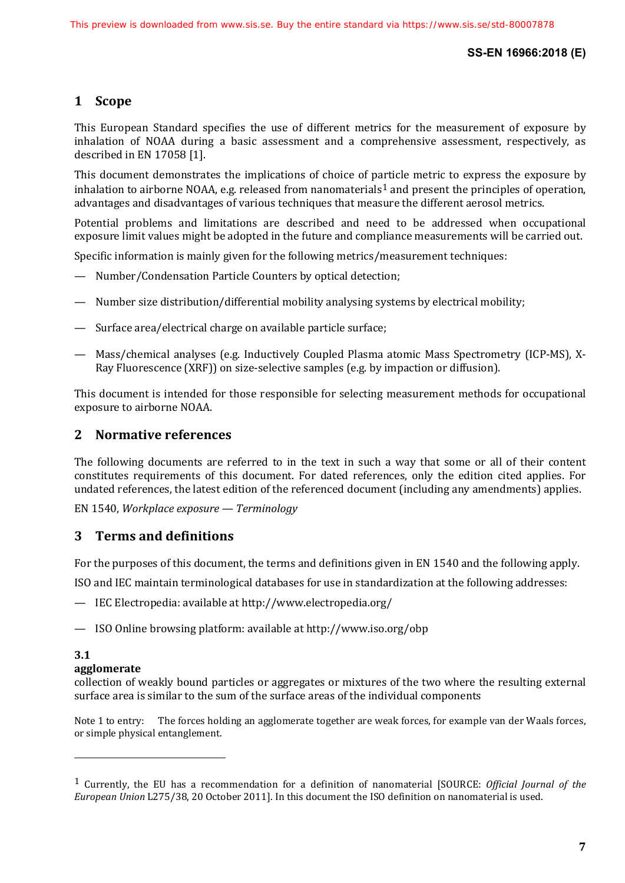## 1 Scope

This European Standard specifies the use of different metrics for the measurement of exposure by inhalation of NOAA during a basic assessment and a comprehensive assessment, respectively, as described in EN 17058 [1].

This document demonstrates the implications of choice of particle metric to express the exposure by inhalation to airborne NOAA, e.g. released from nanomaterials[1] and present the principles of operation, advantages and disadvantages of various techniques that measure the different aerosol metrics.

Potential problems and limitations are described and need to be addressed when occupational exposure limit values might be adopted in the future and compliance measurements will be carried out.

Specific information is mainly given for the following metrics/measurement techniques:

- Number/Condensation Particle Counters by optical detection;
- Number size distribution/differential mobility analysing systems by electrical mobility;
- Surface area/electrical charge on available particle surface;
- Mass/chemical analyses (e.g. Inductively Coupled Plasma atomic Mass Spectrometry (ICP-MS), X-Ray Fluorescence (XRF)) on size-selective samples (e.g. by impaction or diffusion).

This document is intended for those responsible for selecting measurement methods for occupational exposure to airborne NOAA.

## 2 Normative references

The following documents are referred to in the text in such a way that some or all of their content constitutes requirements of this document. For dated references, only the edition cited applies. For undated references, the latest edition of the referenced document (including any amendments) applies.

EN 1540, *Workplace exposure — Terminology*

## 3 Terms and definitions

For the purposes of this document, the terms and definitions given in EN 1540 and the following apply.

ISO and IEC maintain terminological databases for use in standardization at the following addresses:

- IEC Electropedia: available at http://www.electropedia.org/
- ISO Online browsing platform: available at http://www.iso.org/obp

**3.1**
**agglomerate**
collection of weakly bound particles or aggregates or mixtures of the two where the resulting external surface area is similar to the sum of the surface areas of the individual components

Note 1 to entry: The forces holding an agglomerate together are weak forces, for example van der Waals forces, or simple physical entanglement.

---

[1] Currently, the EU has a recommendation for a definition of nanomaterial [SOURCE: *Official Journal of the European Union* L275/38, 20 October 2011]. In this document the ISO definition on nanomaterial is used.